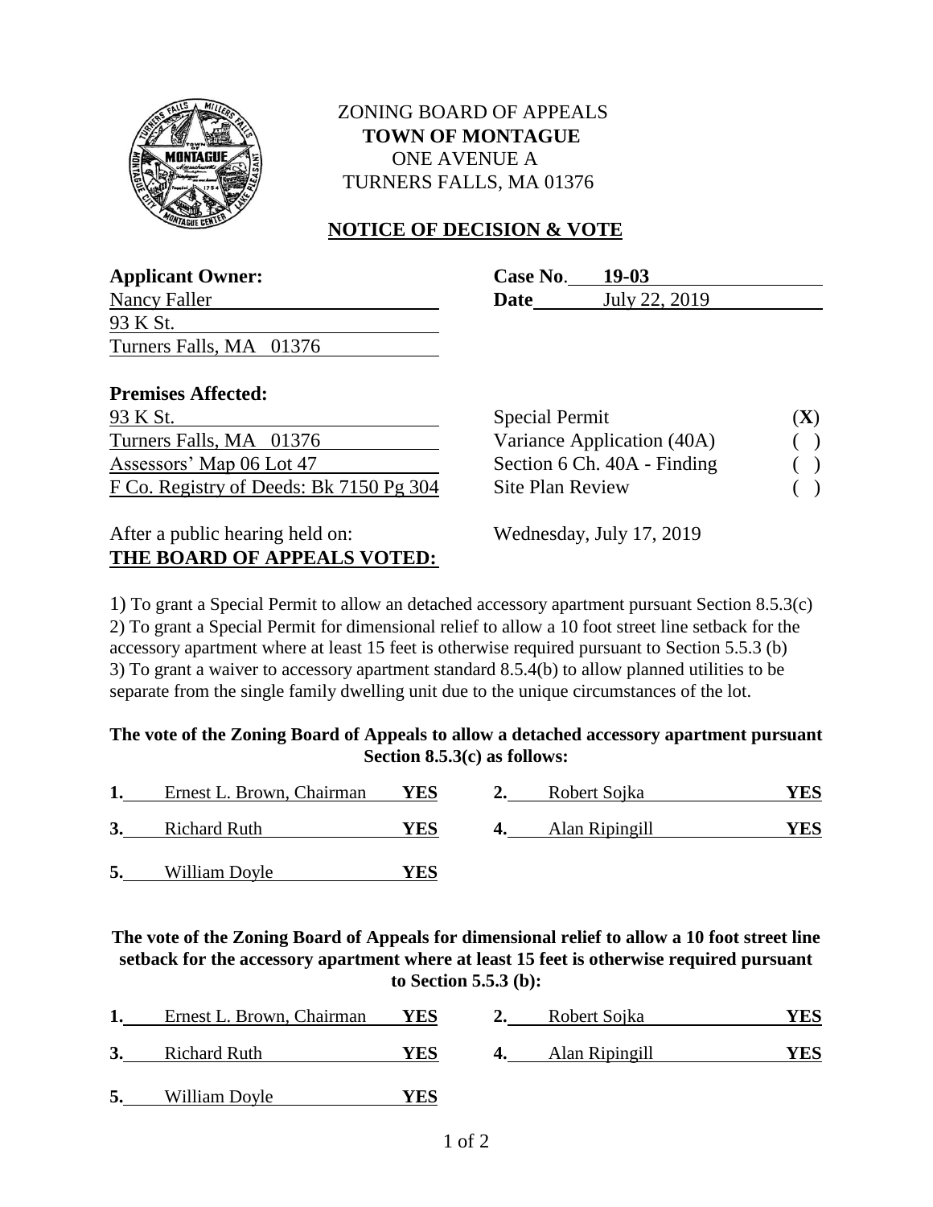# ZONING BOARD OF APPEALS
## TOWN OF MONTAGUE

ONE AVENUE A
TURNERS FALLS, MA 01376

## NOTICE OF DECISION & VOTE

**Applicant Owner:**
Nancy Faller
93 K St.
Turners Falls, MA 01376

**Case No.** 19-03
**Date** July 22, 2019

**Premises Affected:**
93 K St.
Turners Falls, MA 01376
Assessors' Map 06 Lot 47
F Co. Registry of Deeds: Bk 7150 Pg 304

| | |
|---|---|
| Special Permit | (**X**) |
| Variance Application (40A) | ( ) |
| Section 6 Ch. 40A - Finding | ( ) |
| Site Plan Review | ( ) |

After a public hearing held on: Wednesday, July 17, 2019

**THE BOARD OF APPEALS VOTED:**

1) To grant a Special Permit to allow an detached accessory apartment pursuant Section 8.5.3(c)
2) To grant a Special Permit for dimensional relief to allow a 10 foot street line setback for the accessory apartment where at least 15 feet is otherwise required pursuant to Section 5.5.3 (b)
3) To grant a waiver to accessory apartment standard 8.5.4(b) to allow planned utilities to be separate from the single family dwelling unit due to the unique circumstances of the lot.

**The vote of the Zoning Board of Appeals to allow a detached accessory apartment pursuant Section 8.5.3(c) as follows:**

| | | | | | |
|---|---|---|---|---|---|
| **1.** | Ernest L. Brown, Chairman | **YES** | **2.** | Robert Sojka | **YES** |
| **3.** | Richard Ruth | **YES** | **4.** | Alan Ripingill | **YES** |
| **5.** | William Doyle | **YES** | | | |

**The vote of the Zoning Board of Appeals for dimensional relief to allow a 10 foot street line setback for the accessory apartment where at least 15 feet is otherwise required pursuant to Section 5.5.3 (b):**

| | | | | | |
|---|---|---|---|---|---|
| **1.** | Ernest L. Brown, Chairman | **YES** | **2.** | Robert Sojka | **YES** |
| **3.** | Richard Ruth | **YES** | **4.** | Alan Ripingill | **YES** |
| **5.** | William Doyle | **YES** | | | |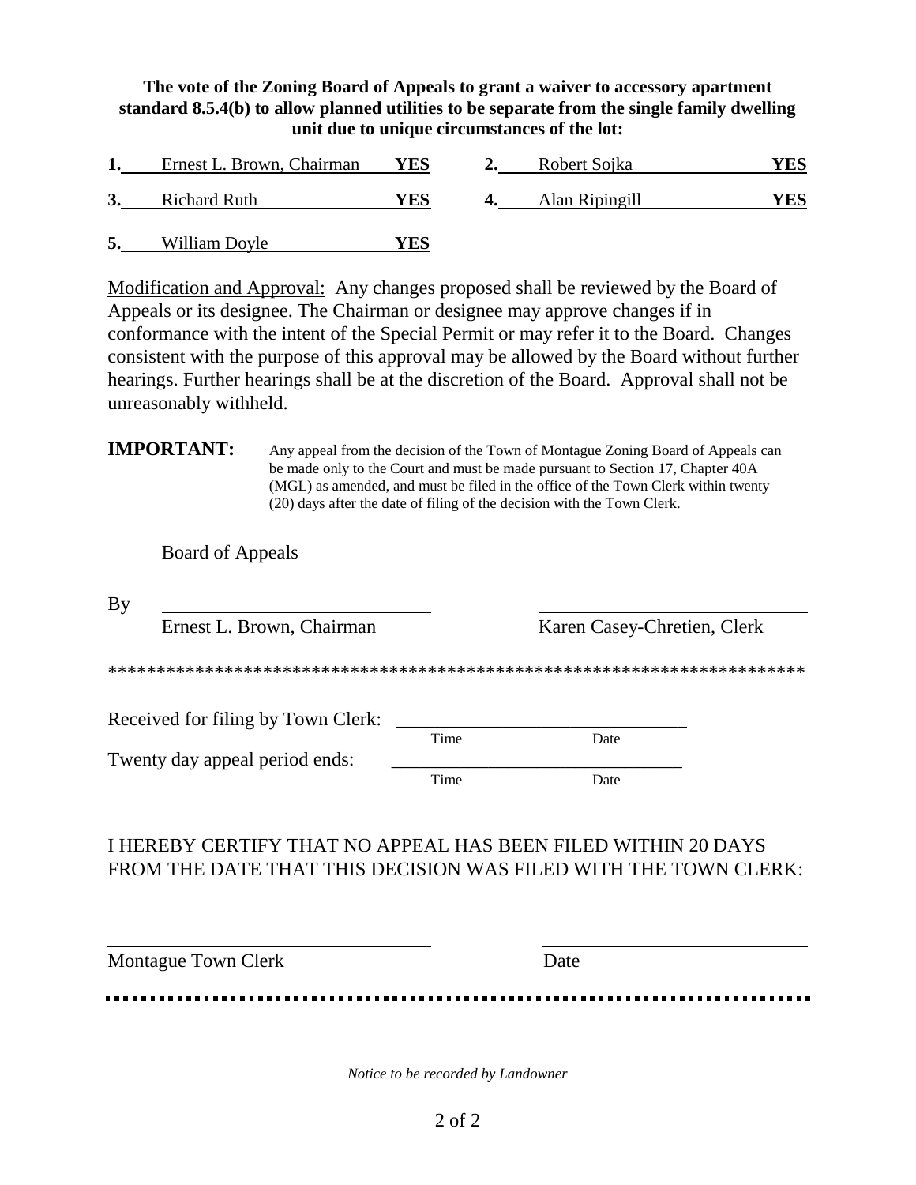**The vote of the Zoning Board of Appeals to grant a waiver to accessory apartment standard 8.5.4(b) to allow planned utilities to be separate from the single family dwelling unit due to unique circumstances of the lot:**

| | | | | | |
|---|---|---|---|---|---|
| **1.** | Ernest L. Brown, Chairman | **YES** | **2.** | Robert Sojka | **YES** |
| **3.** | Richard Ruth | **YES** | **4.** | Alan Ripingill | **YES** |
| **5.** | William Doyle | **YES** | | | |

<u>Modification and Approval:</u> Any changes proposed shall be reviewed by the Board of Appeals or its designee. The Chairman or designee may approve changes if in conformance with the intent of the Special Permit or may refer it to the Board. Changes consistent with the purpose of this approval may be allowed by the Board without further hearings. Further hearings shall be at the discretion of the Board. Approval shall not be unreasonably withheld.

**IMPORTANT:** Any appeal from the decision of the Town of Montague Zoning Board of Appeals can be made only to the Court and must be made pursuant to Section 17, Chapter 40A (MGL) as amended, and must be filed in the office of the Town Clerk within twenty (20) days after the date of filing of the decision with the Town Clerk.

Board of Appeals

By \_\_\_\_\_\_\_\_\_\_\_\_\_\_\_\_\_\_\_\_\_\_\_\_\_\_\_\_ \_\_\_\_\_\_\_\_\_\_\_\_\_\_\_\_\_\_\_\_\_\_\_\_\_\_\_\_

Ernest L. Brown, Chairman Karen Casey-Chretien, Clerk

*************************************************************************

Received for filing by Town Clerk: \_\_\_\_\_\_\_\_\_\_\_\_\_\_\_\_\_\_\_\_\_\_\_\_\_\_\_\_
Time Date

Twenty day appeal period ends: \_\_\_\_\_\_\_\_\_\_\_\_\_\_\_\_\_\_\_\_\_\_\_\_\_\_\_\_
Time Date

I HEREBY CERTIFY THAT NO APPEAL HAS BEEN FILED WITHIN 20 DAYS FROM THE DATE THAT THIS DECISION WAS FILED WITH THE TOWN CLERK:

\_\_\_\_\_\_\_\_\_\_\_\_\_\_\_\_\_\_\_\_\_\_\_\_\_\_\_\_ \_\_\_\_\_\_\_\_\_\_\_\_\_\_\_\_\_\_\_\_\_\_\_\_\_\_\_\_

Montague Town Clerk Date

*Notice to be recorded by Landowner*